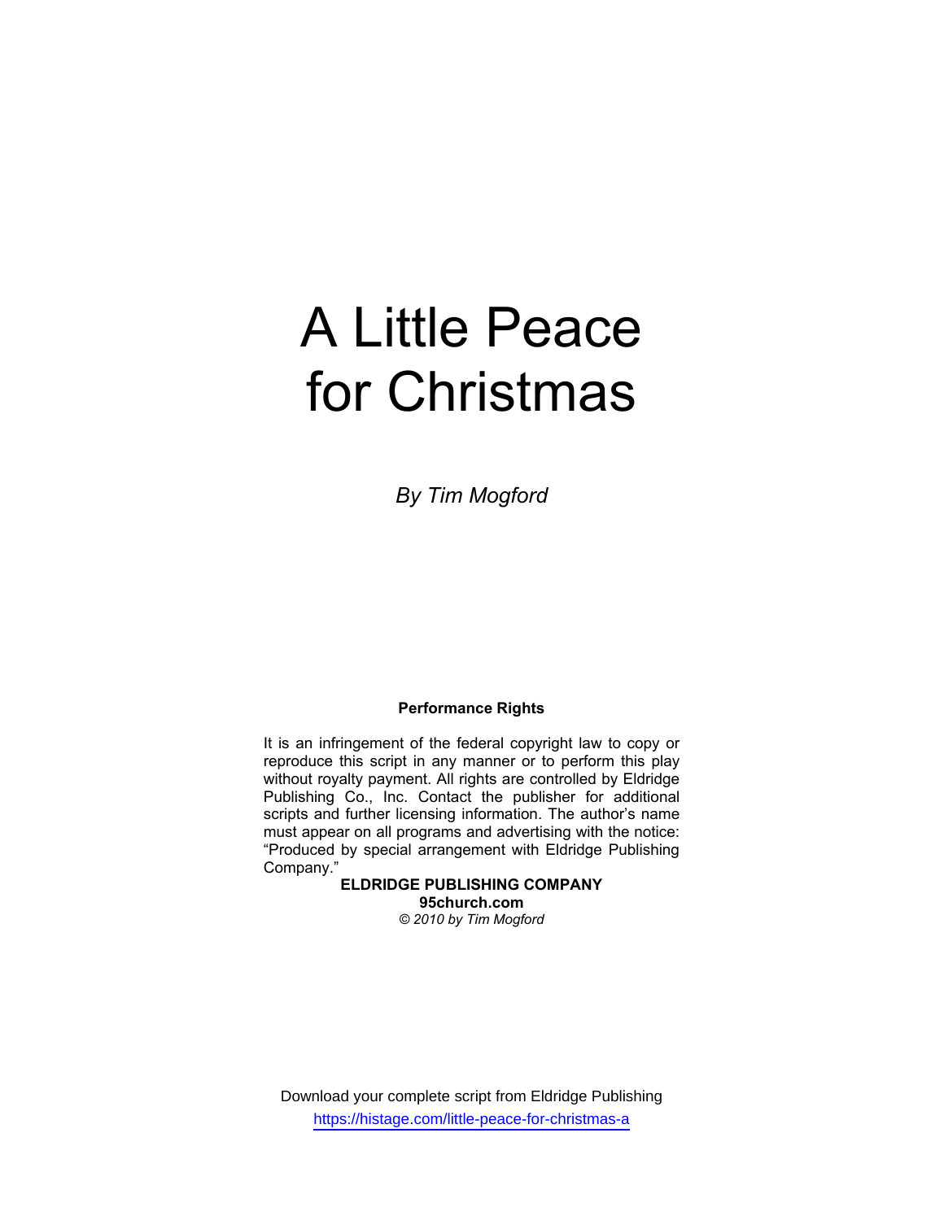# A Little Peace for Christmas

*By Tim Mogford*

**Performance Rights**

It is an infringement of the federal copyright law to copy or reproduce this script in any manner or to perform this play without royalty payment. All rights are controlled by Eldridge Publishing Co., Inc. Contact the publisher for additional scripts and further licensing information. The author's name must appear on all programs and advertising with the notice: "Produced by special arrangement with Eldridge Publishing Company."

**ELDRIDGE PUBLISHING COMPANY**
**95church.com**
*© 2010 by Tim Mogford*

Download your complete script from Eldridge Publishing
https://histage.com/little-peace-for-christmas-a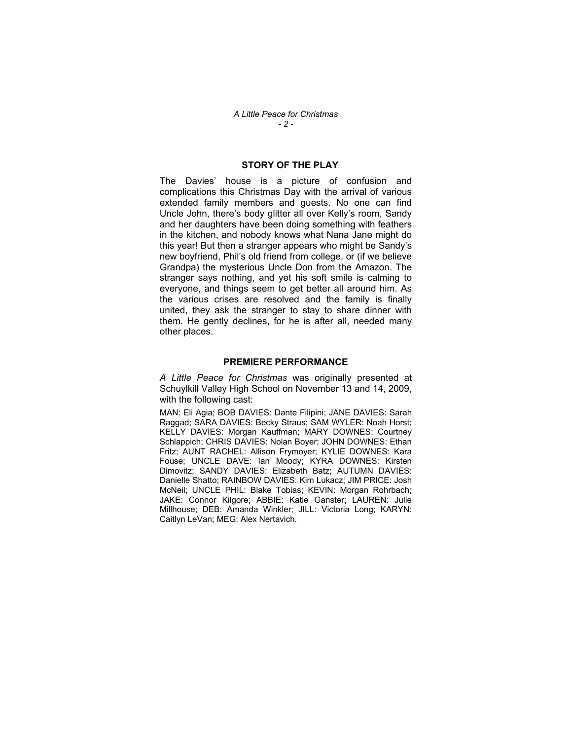## STORY OF THE PLAY

The Davies' house is a picture of confusion and complications this Christmas Day with the arrival of various extended family members and guests. No one can find Uncle John, there's body glitter all over Kelly's room, Sandy and her daughters have been doing something with feathers in the kitchen, and nobody knows what Nana Jane might do this year! But then a stranger appears who might be Sandy's new boyfriend, Phil's old friend from college, or (if we believe Grandpa) the mysterious Uncle Don from the Amazon. The stranger says nothing, and yet his soft smile is calming to everyone, and things seem to get better all around him. As the various crises are resolved and the family is finally united, they ask the stranger to stay to share dinner with them. He gently declines, for he is after all, needed many other places.

## PREMIERE PERFORMANCE

*A Little Peace for Christmas* was originally presented at Schuylkill Valley High School on November 13 and 14, 2009, with the following cast:

MAN: Eli Agia; BOB DAVIES: Dante Filipini; JANE DAVIES: Sarah Raggad; SARA DAVIES: Becky Straus; SAM WYLER: Noah Horst; KELLY DAVIES: Morgan Kauffman; MARY DOWNES: Courtney Schlappich; CHRIS DAVIES: Nolan Boyer; JOHN DOWNES: Ethan Fritz; AUNT RACHEL: Allison Frymoyer; KYLIE DOWNES: Kara Fouse; UNCLE DAVE: Ian Moody; KYRA DOWNES: Kirsten Dimovitz; SANDY DAVIES: Elizabeth Batz; AUTUMN DAVIES: Danielle Shatto; RAINBOW DAVIES: Kim Lukacz; JIM PRICE: Josh McNeil; UNCLE PHIL: Blake Tobias; KEVIN: Morgan Rohrbach; JAKE: Connor Kilgore; ABBIE: Katie Ganster; LAUREN: Julie Millhouse; DEB: Amanda Winkler; JILL: Victoria Long; KARYN: Caitlyn LeVan; MEG: Alex Nertavich.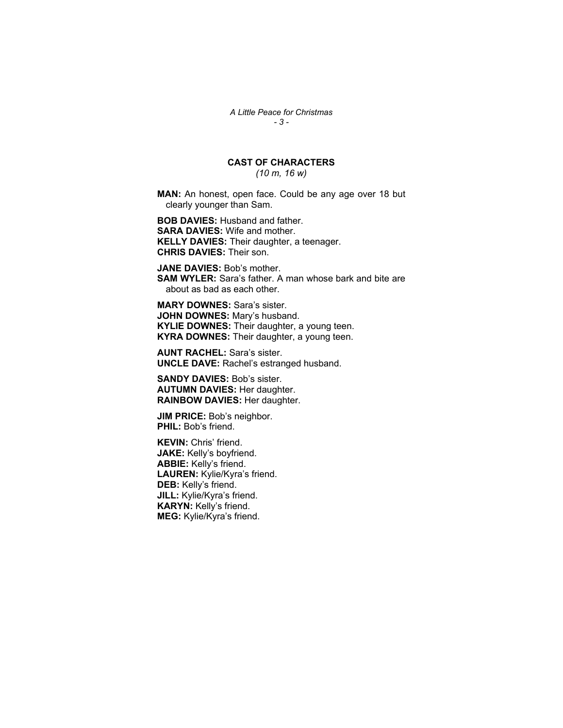## CAST OF CHARACTERS

*(10 m, 16 w)*

**MAN:** An honest, open face. Could be any age over 18 but clearly younger than Sam.

**BOB DAVIES:** Husband and father.
**SARA DAVIES:** Wife and mother.
**KELLY DAVIES:** Their daughter, a teenager.
**CHRIS DAVIES:** Their son.

**JANE DAVIES:** Bob's mother.
**SAM WYLER:** Sara's father. A man whose bark and bite are about as bad as each other.

**MARY DOWNES:** Sara's sister.
**JOHN DOWNES:** Mary's husband.
**KYLIE DOWNES:** Their daughter, a young teen.
**KYRA DOWNES:** Their daughter, a young teen.

**AUNT RACHEL:** Sara's sister.
**UNCLE DAVE:** Rachel's estranged husband.

**SANDY DAVIES:** Bob's sister.
**AUTUMN DAVIES:** Her daughter.
**RAINBOW DAVIES:** Her daughter.

**JIM PRICE:** Bob's neighbor.
**PHIL:** Bob's friend.

**KEVIN:** Chris' friend.
**JAKE:** Kelly's boyfriend.
**ABBIE:** Kelly's friend.
**LAUREN:** Kylie/Kyra's friend.
**DEB:** Kelly's friend.
**JILL:** Kylie/Kyra's friend.
**KARYN:** Kelly's friend.
**MEG:** Kylie/Kyra's friend.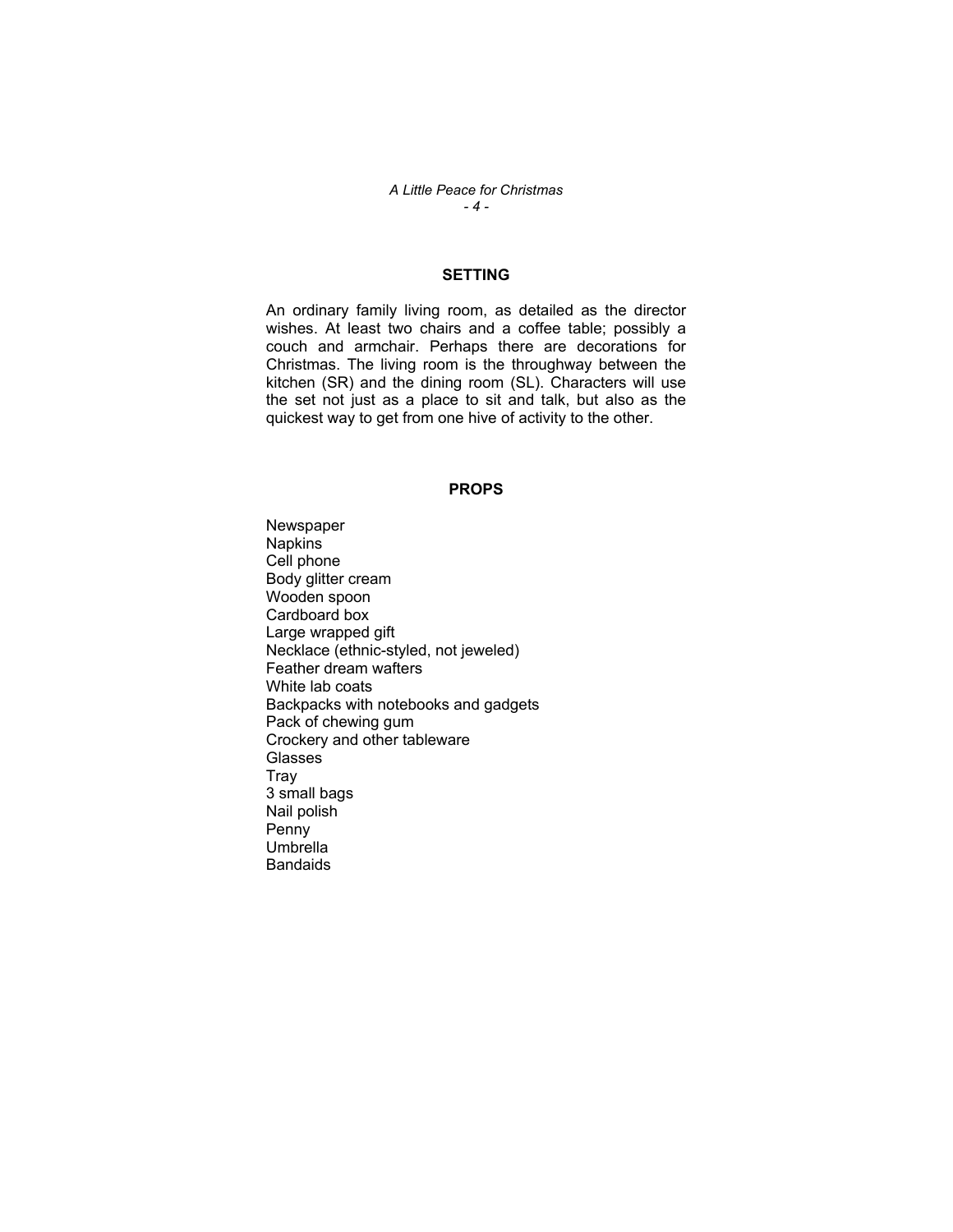## SETTING

An ordinary family living room, as detailed as the director wishes. At least two chairs and a coffee table; possibly a couch and armchair. Perhaps there are decorations for Christmas. The living room is the throughway between the kitchen (SR) and the dining room (SL). Characters will use the set not just as a place to sit and talk, but also as the quickest way to get from one hive of activity to the other.

## PROPS

Newspaper
Napkins
Cell phone
Body glitter cream
Wooden spoon
Cardboard box
Large wrapped gift
Necklace (ethnic-styled, not jeweled)
Feather dream wafters
White lab coats
Backpacks with notebooks and gadgets
Pack of chewing gum
Crockery and other tableware
Glasses
Tray
3 small bags
Nail polish
Penny
Umbrella
Bandaids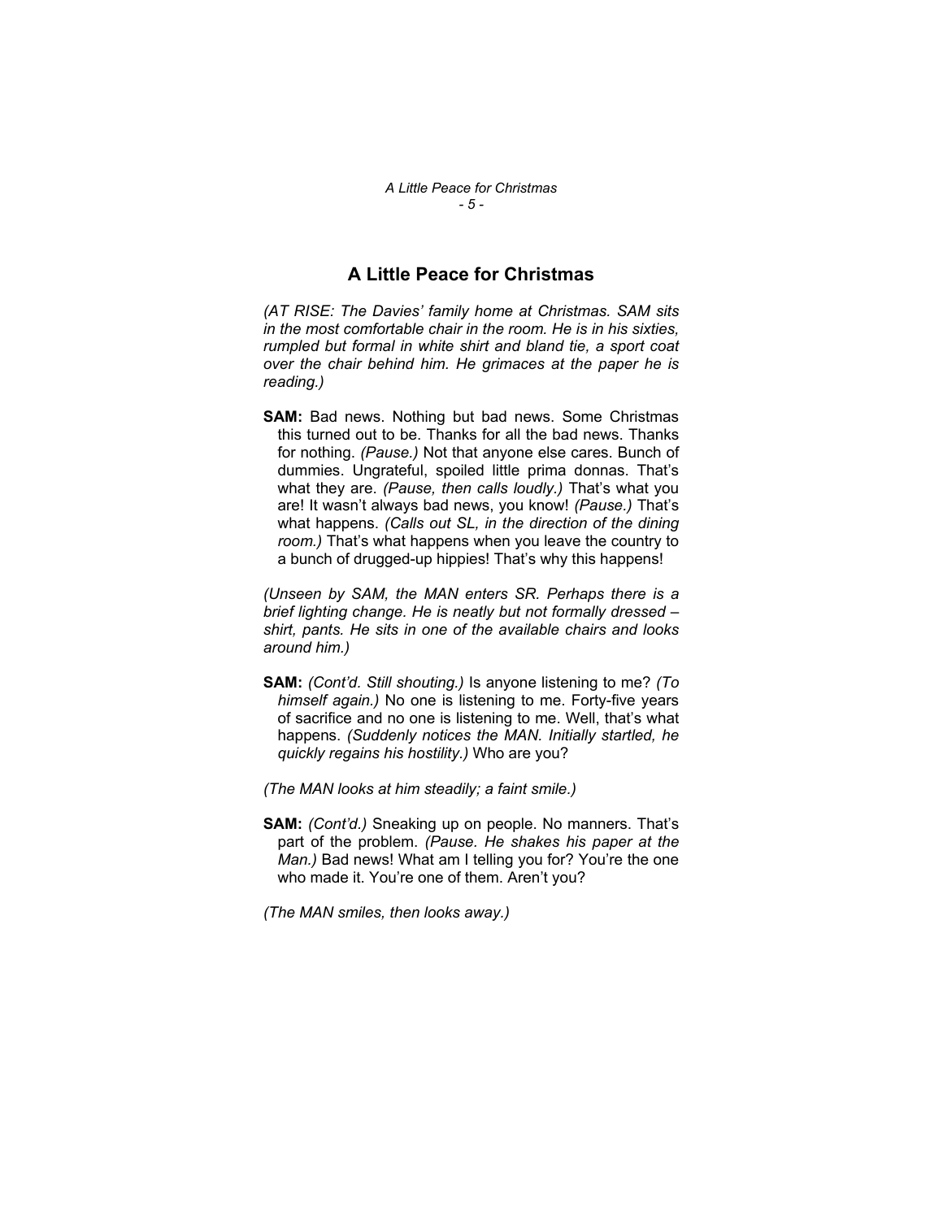# A Little Peace for Christmas

*(AT RISE: The Davies' family home at Christmas. SAM sits in the most comfortable chair in the room. He is in his sixties, rumpled but formal in white shirt and bland tie, a sport coat over the chair behind him. He grimaces at the paper he is reading.)*

**SAM:** Bad news. Nothing but bad news. Some Christmas this turned out to be. Thanks for all the bad news. Thanks for nothing. *(Pause.)* Not that anyone else cares. Bunch of dummies. Ungrateful, spoiled little prima donnas. That's what they are. *(Pause, then calls loudly.)* That's what you are! It wasn't always bad news, you know! *(Pause.)* That's what happens. *(Calls out SL, in the direction of the dining room.)* That's what happens when you leave the country to a bunch of drugged-up hippies! That's why this happens!

*(Unseen by SAM, the MAN enters SR. Perhaps there is a brief lighting change. He is neatly but not formally dressed – shirt, pants. He sits in one of the available chairs and looks around him.)*

**SAM:** *(Cont'd. Still shouting.)* Is anyone listening to me? *(To himself again.)* No one is listening to me. Forty-five years of sacrifice and no one is listening to me. Well, that's what happens. *(Suddenly notices the MAN. Initially startled, he quickly regains his hostility.)* Who are you?

*(The MAN looks at him steadily; a faint smile.)*

**SAM:** *(Cont'd.)* Sneaking up on people. No manners. That's part of the problem. *(Pause. He shakes his paper at the Man.)* Bad news! What am I telling you for? You're the one who made it. You're one of them. Aren't you?

*(The MAN smiles, then looks away.)*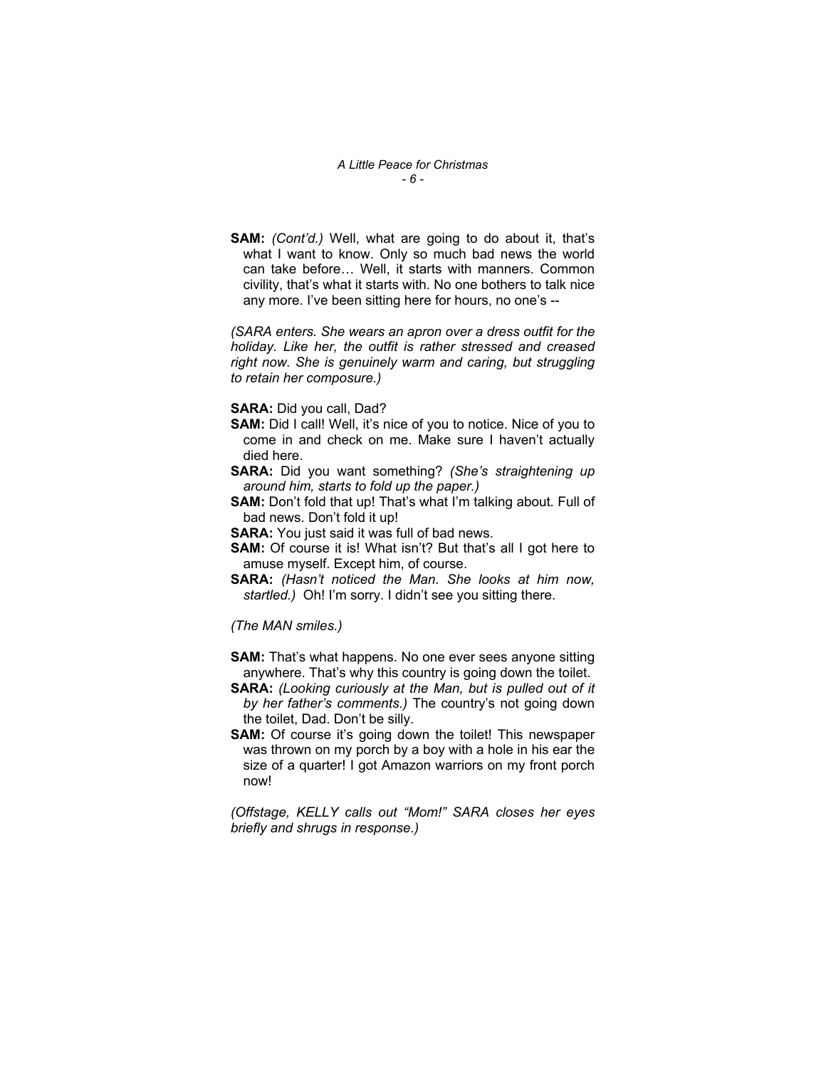**SAM:** *(Cont'd.)* Well, what are going to do about it, that's what I want to know. Only so much bad news the world can take before… Well, it starts with manners. Common civility, that's what it starts with. No one bothers to talk nice any more. I've been sitting here for hours, no one's --

*(SARA enters. She wears an apron over a dress outfit for the holiday. Like her, the outfit is rather stressed and creased right now. She is genuinely warm and caring, but struggling to retain her composure.)*

**SARA:** Did you call, Dad?

**SAM:** Did I call! Well, it's nice of you to notice. Nice of you to come in and check on me. Make sure I haven't actually died here.

**SARA:** Did you want something? *(She's straightening up around him, starts to fold up the paper.)*

**SAM:** Don't fold that up! That's what I'm talking about. Full of bad news. Don't fold it up!

**SARA:** You just said it was full of bad news.

**SAM:** Of course it is! What isn't? But that's all I got here to amuse myself. Except him, of course.

**SARA:** *(Hasn't noticed the Man. She looks at him now, startled.)* Oh! I'm sorry. I didn't see you sitting there.

*(The MAN smiles.)*

**SAM:** That's what happens. No one ever sees anyone sitting anywhere. That's why this country is going down the toilet.

**SARA:** *(Looking curiously at the Man, but is pulled out of it by her father's comments.)* The country's not going down the toilet, Dad. Don't be silly.

**SAM:** Of course it's going down the toilet! This newspaper was thrown on my porch by a boy with a hole in his ear the size of a quarter! I got Amazon warriors on my front porch now!

*(Offstage, KELLY calls out "Mom!" SARA closes her eyes briefly and shrugs in response.)*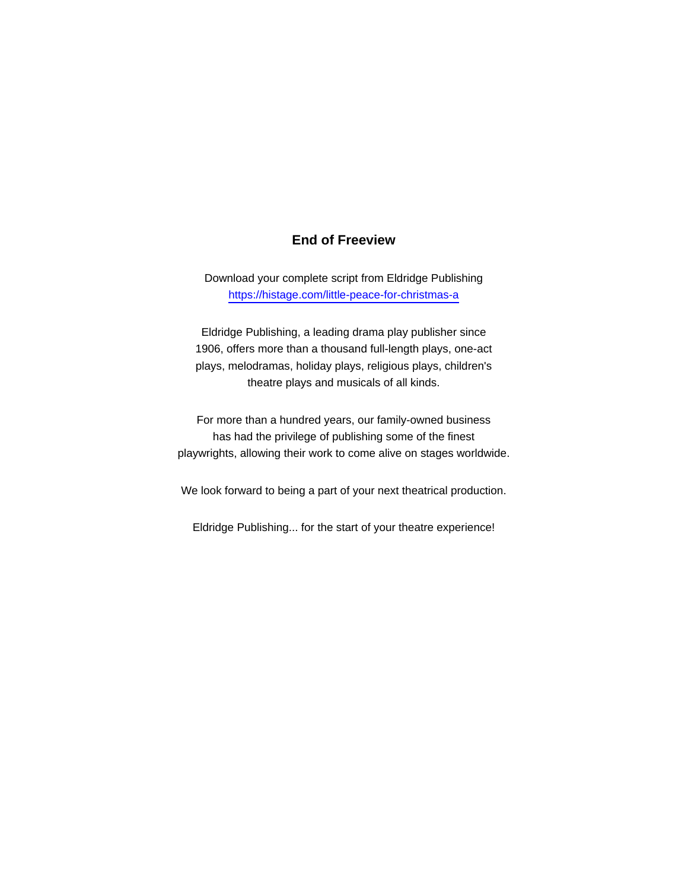**End of Freeview**

Download your complete script from Eldridge Publishing
https://histage.com/little-peace-for-christmas-a

Eldridge Publishing, a leading drama play publisher since 1906, offers more than a thousand full-length plays, one-act plays, melodramas, holiday plays, religious plays, children's theatre plays and musicals of all kinds.

For more than a hundred years, our family-owned business has had the privilege of publishing some of the finest playwrights, allowing their work to come alive on stages worldwide.

We look forward to being a part of your next theatrical production.

Eldridge Publishing... for the start of your theatre experience!